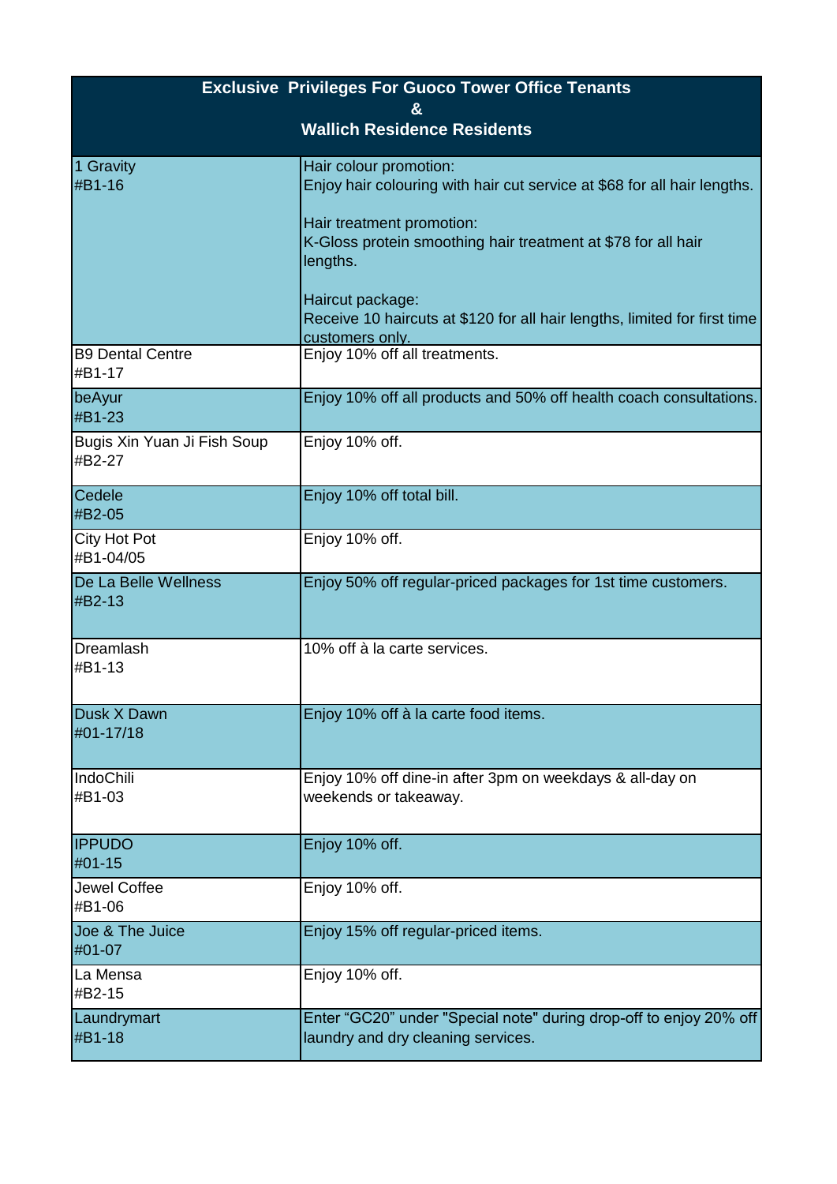| Exclusive Privileges For Guoco Tower Office Tenants & Wallich Residence Residents | |
|---|---|
| 1 Gravity<br>#B1-16 | Hair colour promotion:<br>Enjoy hair colouring with hair cut service at $68 for all hair lengths.<br><br>Hair treatment promotion:<br>K-Gloss protein smoothing hair treatment at $78 for all hair lengths.<br><br>Haircut package:<br>Receive 10 haircuts at $120 for all hair lengths, limited for first time customers only. |
| B9 Dental Centre<br>#B1-17 | Enjoy 10% off all treatments. |
| beAyur<br>#B1-23 | Enjoy 10% off all products and 50% off health coach consultations. |
| Bugis Xin Yuan Ji Fish Soup<br>#B2-27 | Enjoy 10% off. |
| Cedele<br>#B2-05 | Enjoy 10% off total bill. |
| City Hot Pot<br>#B1-04/05 | Enjoy 10% off. |
| De La Belle Wellness<br>#B2-13 | Enjoy 50% off regular-priced packages for 1st time customers. |
| Dreamlash<br>#B1-13 | 10% off à la carte services. |
| Dusk X Dawn<br>#01-17/18 | Enjoy 10% off à la carte food items. |
| IndoChili<br>#B1-03 | Enjoy 10% off dine-in after 3pm on weekdays & all-day on weekends or takeaway. |
| IPPUDO<br>#01-15 | Enjoy 10% off. |
| Jewel Coffee<br>#B1-06 | Enjoy 10% off. |
| Joe & The Juice<br>#01-07 | Enjoy 15% off regular-priced items. |
| La Mensa<br>#B2-15 | Enjoy 10% off. |
| Laundrymart<br>#B1-18 | Enter “GC20” under "Special note" during drop-off to enjoy 20% off laundry and dry cleaning services. |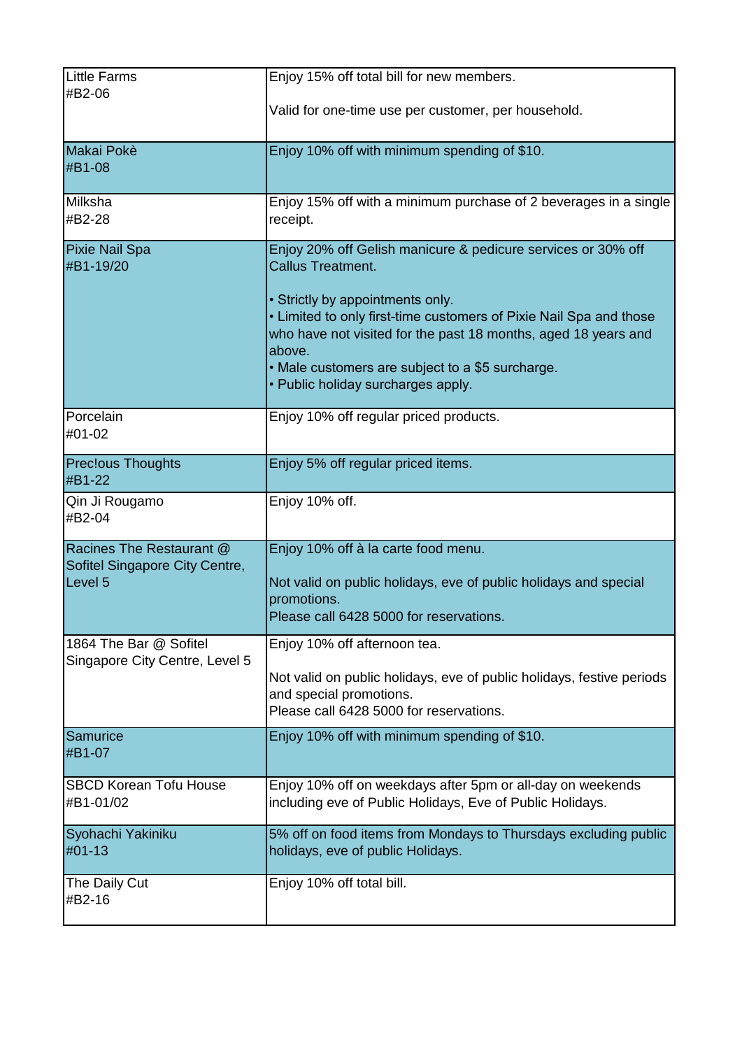| | |
|---|---|
| Little Farms<br>#B2-06 | Enjoy 15% off total bill for new members.<br><br>Valid for one-time use per customer, per household. |
| Makai Pokè<br>#B1-08 | Enjoy 10% off with minimum spending of $10. |
| Milksha<br>#B2-28 | Enjoy 15% off with a minimum purchase of 2 beverages in a single receipt. |
| Pixie Nail Spa<br>#B1-19/20 | Enjoy 20% off Gelish manicure & pedicure services or 30% off Callus Treatment.<br><br>• Strictly by appointments only.<br>• Limited to only first-time customers of Pixie Nail Spa and those who have not visited for the past 18 months, aged 18 years and above.<br>• Male customers are subject to a $5 surcharge.<br>• Public holiday surcharges apply. |
| Porcelain<br>#01-02 | Enjoy 10% off regular priced products. |
| Prec!ous Thoughts<br>#B1-22 | Enjoy 5% off regular priced items. |
| Qin Ji Rougamo<br>#B2-04 | Enjoy 10% off. |
| Racines The Restaurant @ Sofitel Singapore City Centre, Level 5 | Enjoy 10% off à la carte food menu.<br><br>Not valid on public holidays, eve of public holidays and special promotions.<br>Please call 6428 5000 for reservations. |
| 1864 The Bar @ Sofitel Singapore City Centre, Level 5 | Enjoy 10% off afternoon tea.<br><br>Not valid on public holidays, eve of public holidays, festive periods and special promotions.<br>Please call 6428 5000 for reservations. |
| Samurice<br>#B1-07 | Enjoy 10% off with minimum spending of $10. |
| SBCD Korean Tofu House<br>#B1-01/02 | Enjoy 10% off on weekdays after 5pm or all-day on weekends including eve of Public Holidays, Eve of Public Holidays. |
| Syohachi Yakiniku<br>#01-13 | 5% off on food items from Mondays to Thursdays excluding public holidays, eve of public Holidays. |
| The Daily Cut<br>#B2-16 | Enjoy 10% off total bill. |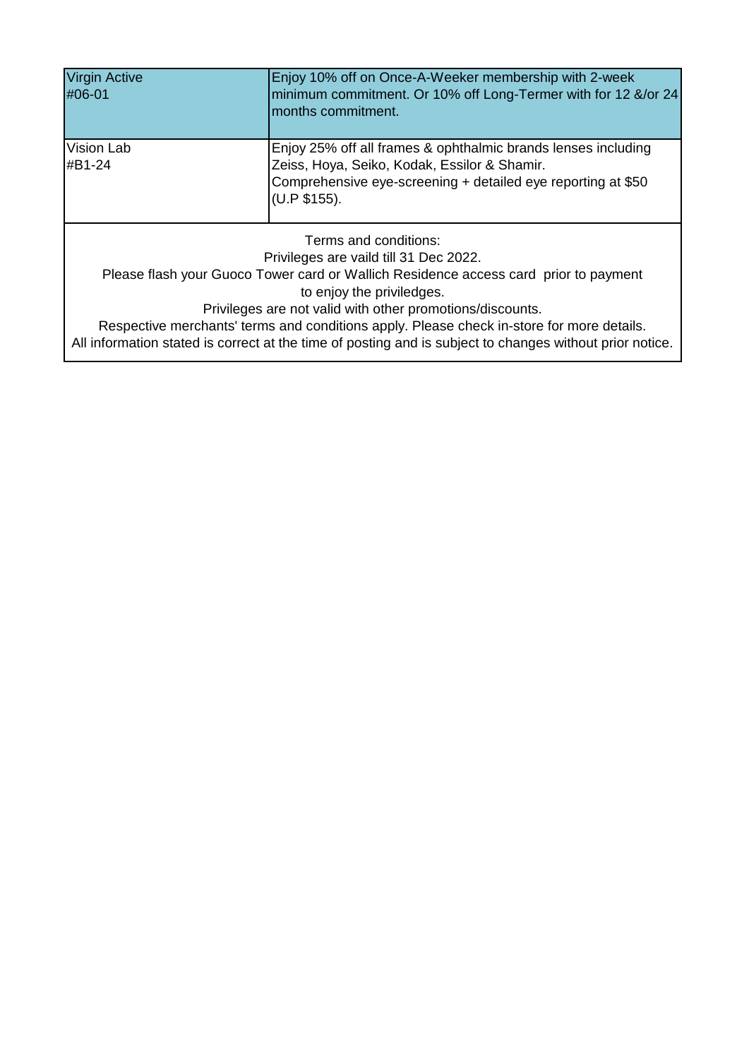| | |
|---|---|
| Virgin Active<br>#06-01 | Enjoy 10% off on Once-A-Weeker membership with 2-week minimum commitment. Or 10% off Long-Termer with for 12 &/or 24 months commitment. |
| Vision Lab<br>#B1-24 | Enjoy 25% off all frames & ophthalmic brands lenses including Zeiss, Hoya, Seiko, Kodak, Essilor & Shamir.<br>Comprehensive eye-screening + detailed eye reporting at $50 (U.P $155). |

Terms and conditions:
Privileges are vaild till 31 Dec 2022.
Please flash your Guoco Tower card or Wallich Residence access card prior to payment to enjoy the priviledges.
Privileges are not valid with other promotions/discounts.
Respective merchants' terms and conditions apply. Please check in-store for more details.
All information stated is correct at the time of posting and is subject to changes without prior notice.